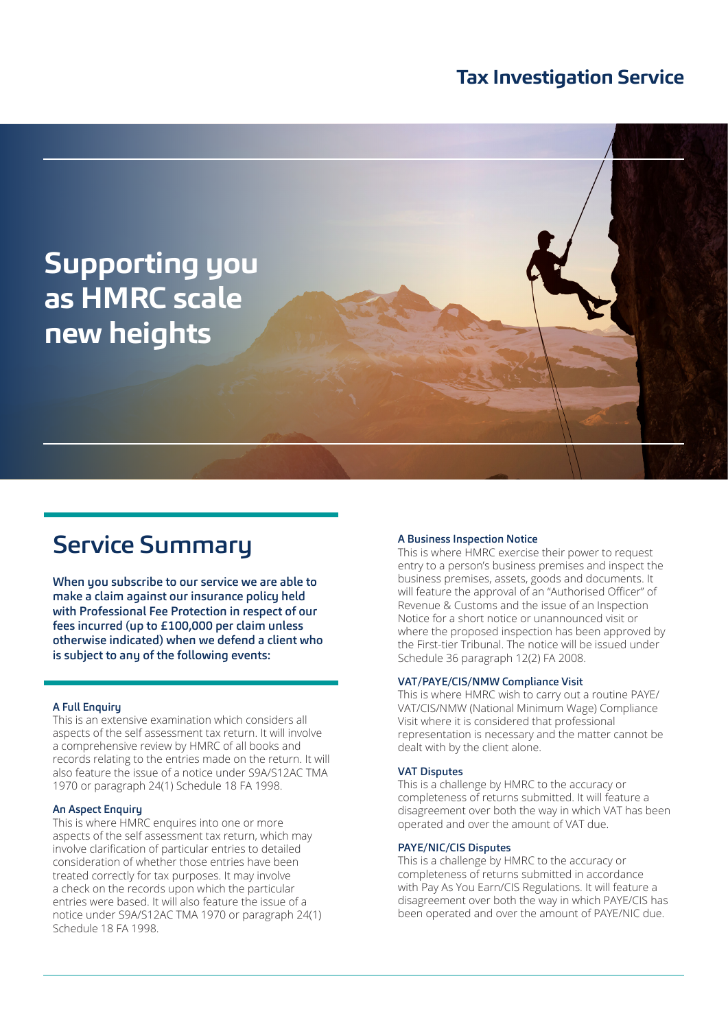# Tax Investigation Service

## Supporting you as HMRC scale new heights

## Service Summary

**When you subscribe to our service we are able to make a claim against our insurance policy held with Professional Fee Protection in respect of our fees incurred (up to £100,000 per claim unless otherwise indicated) when we defend a client who is subject to any of the following events:**

### A Full Enquiry

This is an extensive examination which considers all aspects of the self assessment tax return. It will involve a comprehensive review by HMRC of all books and records relating to the entries made on the return. It will also feature the issue of a notice under S9A/S12AC TMA 1970 or paragraph 24(1) Schedule 18 FA 1998.

### An Aspect Enquiry

This is where HMRC enquires into one or more aspects of the self assessment tax return, which may involve clarification of particular entries to detailed consideration of whether those entries have been treated correctly for tax purposes. It may involve a check on the records upon which the particular entries were based. It will also feature the issue of a notice under S9A/S12AC TMA 1970 or paragraph 24(1) Schedule 18 FA 1998.

### A Business Inspection Notice

This is where HMRC exercise their power to request entry to a person's business premises and inspect the business premises, assets, goods and documents. It will feature the approval of an "Authorised Officer" of Revenue & Customs and the issue of an Inspection Notice for a short notice or unannounced visit or where the proposed inspection has been approved by the First-tier Tribunal. The notice will be issued under Schedule 36 paragraph 12(2) FA 2008.

### VAT/PAYE/CIS/NMW Compliance Visit

This is where HMRC wish to carry out a routine PAYE/VAT/CIS/NMW (National Minimum Wage) Compliance Visit where it is considered that professional representation is necessary and the matter cannot be dealt with by the client alone.

### VAT Disputes

This is a challenge by HMRC to the accuracy or completeness of returns submitted. It will feature a disagreement over both the way in which VAT has been operated and over the amount of VAT due.

### PAYE/NIC/CIS Disputes

This is a challenge by HMRC to the accuracy or completeness of returns submitted in accordance with Pay As You Earn/CIS Regulations. It will feature a disagreement over both the way in which PAYE/CIS has been operated and over the amount of PAYE/NIC due.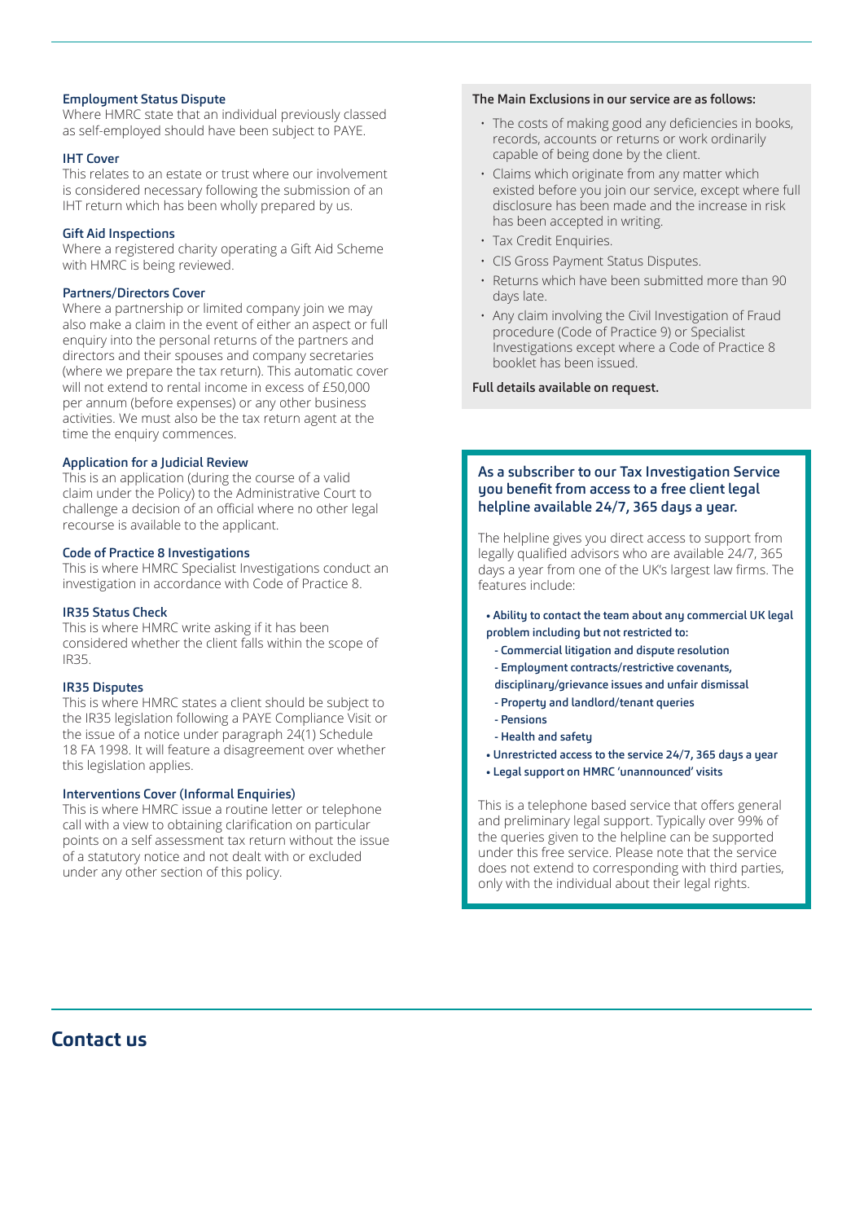### Employment Status Dispute

Where HMRC state that an individual previously classed as self-employed should have been subject to PAYE.

### IHT Cover

This relates to an estate or trust where our involvement is considered necessary following the submission of an IHT return which has been wholly prepared by us.

### Gift Aid Inspections

Where a registered charity operating a Gift Aid Scheme with HMRC is being reviewed.

### Partners/Directors Cover

Where a partnership or limited company join we may also make a claim in the event of either an aspect or full enquiry into the personal returns of the partners and directors and their spouses and company secretaries (where we prepare the tax return). This automatic cover will not extend to rental income in excess of £50,000 per annum (before expenses) or any other business activities. We must also be the tax return agent at the time the enquiry commences.

### Application for a Judicial Review

This is an application (during the course of a valid claim under the Policy) to the Administrative Court to challenge a decision of an official where no other legal recourse is available to the applicant.

### Code of Practice 8 Investigations

This is where HMRC Specialist Investigations conduct an investigation in accordance with Code of Practice 8.

### IR35 Status Check

This is where HMRC write asking if it has been considered whether the client falls within the scope of IR35.

### IR35 Disputes

This is where HMRC states a client should be subject to the IR35 legislation following a PAYE Compliance Visit or the issue of a notice under paragraph 24(1) Schedule 18 FA 1998. It will feature a disagreement over whether this legislation applies.

### Interventions Cover (Informal Enquiries)

This is where HMRC issue a routine letter or telephone call with a view to obtaining clarification on particular points on a self assessment tax return without the issue of a statutory notice and not dealt with or excluded under any other section of this policy.

**The Main Exclusions in our service are as follows:**

- The costs of making good any deficiencies in books, records, accounts or returns or work ordinarily capable of being done by the client.
- Claims which originate from any matter which existed before you join our service, except where full disclosure has been made and the increase in risk has been accepted in writing.
- Tax Credit Enquiries.
- CIS Gross Payment Status Disputes.
- Returns which have been submitted more than 90 days late.
- Any claim involving the Civil Investigation of Fraud procedure (Code of Practice 9) or Specialist Investigations except where a Code of Practice 8 booklet has been issued.

**Full details available on request.**

### As a subscriber to our Tax Investigation Service you benefit from access to a free client legal helpline available 24/7, 365 days a year.

The helpline gives you direct access to support from legally qualified advisors who are available 24/7, 365 days a year from one of the UK's largest law firms. The features include:

- **Ability to contact the team about any commercial UK legal problem including but not restricted to:**
  - **Commercial litigation and dispute resolution**
  - **Employment contracts/restrictive covenants, disciplinary/grievance issues and unfair dismissal**
  - **Property and landlord/tenant queries**
  - **Pensions**
  - **Health and safety**
- **Unrestricted access to the service 24/7, 365 days a year**
- **Legal support on HMRC 'unannounced' visits**

This is a telephone based service that offers general and preliminary legal support. Typically over 99% of the queries given to the helpline can be supported under this free service. Please note that the service does not extend to corresponding with third parties, only with the individual about their legal rights.

## Contact us